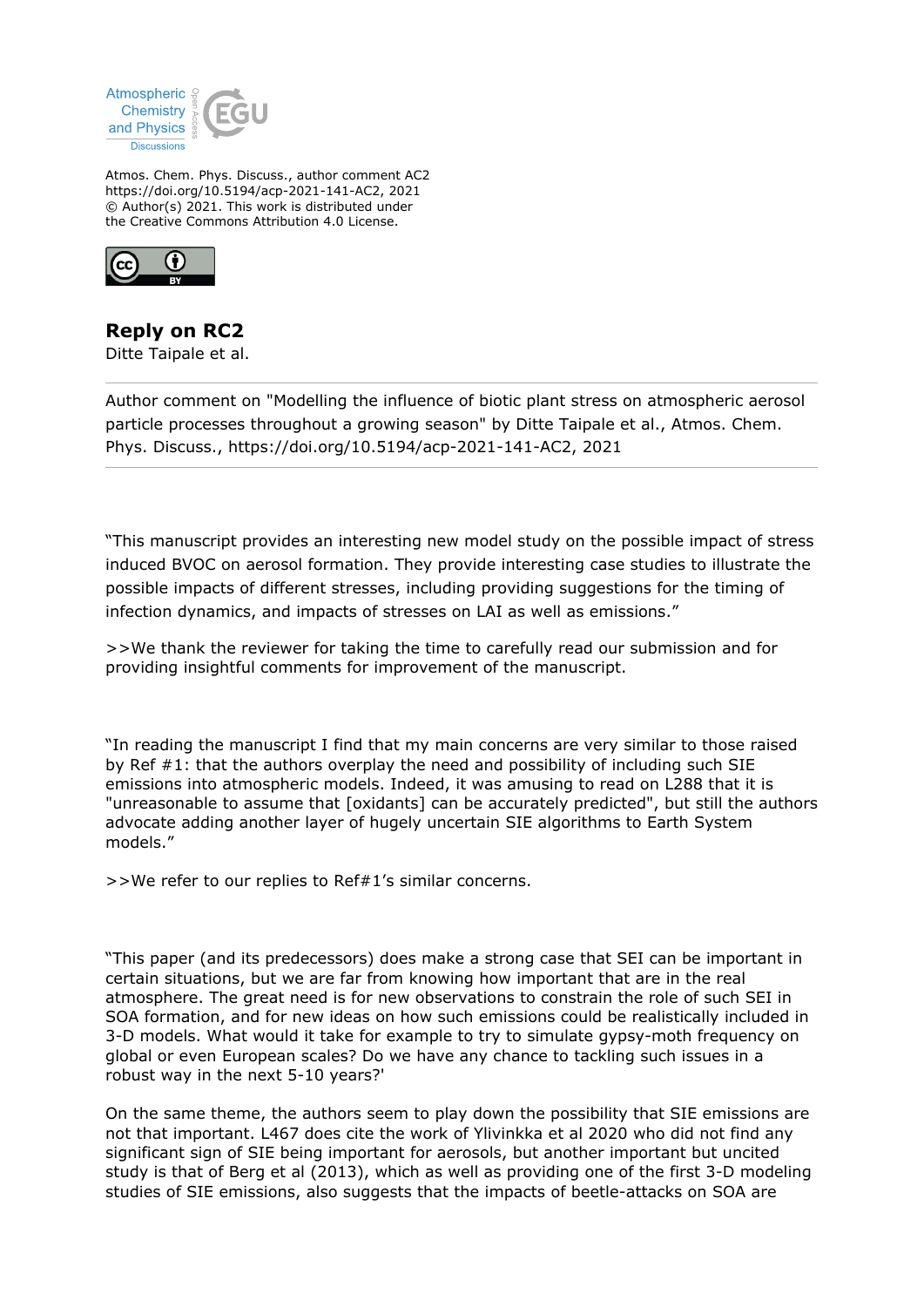Atmospheric Chemistry and Physics Discussions

Atmos. Chem. Phys. Discuss., author comment AC2
https://doi.org/10.5194/acp-2021-141-AC2, 2021
© Author(s) 2021. This work is distributed under the Creative Commons Attribution 4.0 License.

# Reply on RC2

Ditte Taipale et al.

---

Author comment on "Modelling the influence of biotic plant stress on atmospheric aerosol particle processes throughout a growing season" by Ditte Taipale et al., Atmos. Chem. Phys. Discuss., https://doi.org/10.5194/acp-2021-141-AC2, 2021

---

"This manuscript provides an interesting new model study on the possible impact of stress induced BVOC on aerosol formation. They provide interesting case studies to illustrate the possible impacts of different stresses, including providing suggestions for the timing of infection dynamics, and impacts of stresses on LAI as well as emissions."

>>We thank the reviewer for taking the time to carefully read our submission and for providing insightful comments for improvement of the manuscript.

"In reading the manuscript I find that my main concerns are very similar to those raised by Ref #1: that the authors overplay the need and possibility of including such SIE emissions into atmospheric models. Indeed, it was amusing to read on L288 that it is "unreasonable to assume that [oxidants] can be accurately predicted", but still the authors advocate adding another layer of hugely uncertain SIE algorithms to Earth System models."

>>We refer to our replies to Ref#1's similar concerns.

"This paper (and its predecessors) does make a strong case that SEI can be important in certain situations, but we are far from knowing how important that are in the real atmosphere. The great need is for new observations to constrain the role of such SEI in SOA formation, and for new ideas on how such emissions could be realistically included in 3-D models. What would it take for example to try to simulate gypsy-moth frequency on global or even European scales? Do we have any chance to tackling such issues in a robust way in the next 5-10 years?'

On the same theme, the authors seem to play down the possibility that SIE emissions are not that important. L467 does cite the work of Ylivinkka et al 2020 who did not find any significant sign of SIE being important for aerosols, but another important but uncited study is that of Berg et al (2013), which as well as providing one of the first 3-D modeling studies of SIE emissions, also suggests that the impacts of beetle-attacks on SOA are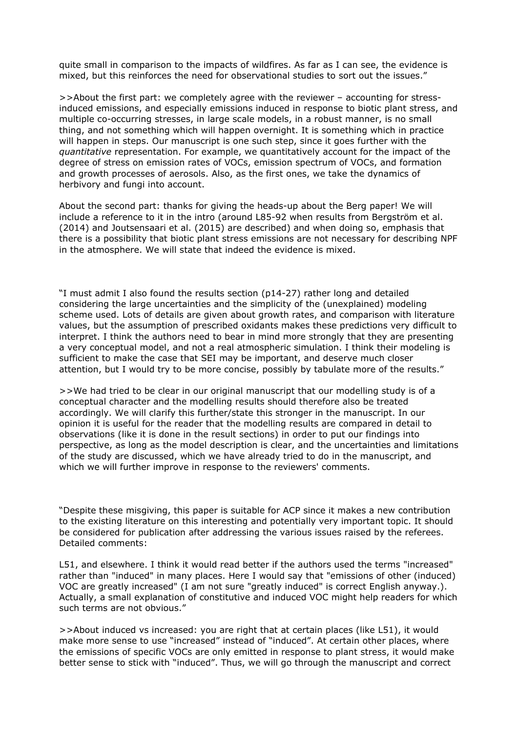quite small in comparison to the impacts of wildfires. As far as I can see, the evidence is mixed, but this reinforces the need for observational studies to sort out the issues."

>>About the first part: we completely agree with the reviewer – accounting for stress-induced emissions, and especially emissions induced in response to biotic plant stress, and multiple co-occurring stresses, in large scale models, in a robust manner, is no small thing, and not something which will happen overnight. It is something which in practice will happen in steps. Our manuscript is one such step, since it goes further with the *quantitative* representation. For example, we quantitatively account for the impact of the degree of stress on emission rates of VOCs, emission spectrum of VOCs, and formation and growth processes of aerosols. Also, as the first ones, we take the dynamics of herbivory and fungi into account.

About the second part: thanks for giving the heads-up about the Berg paper! We will include a reference to it in the intro (around L85-92 when results from Bergström et al. (2014) and Joutsensaari et al. (2015) are described) and when doing so, emphasis that there is a possibility that biotic plant stress emissions are not necessary for describing NPF in the atmosphere. We will state that indeed the evidence is mixed.

"I must admit I also found the results section (p14-27) rather long and detailed considering the large uncertainties and the simplicity of the (unexplained) modeling scheme used. Lots of details are given about growth rates, and comparison with literature values, but the assumption of prescribed oxidants makes these predictions very difficult to interpret. I think the authors need to bear in mind more strongly that they are presenting a very conceptual model, and not a real atmospheric simulation. I think their modeling is sufficient to make the case that SEI may be important, and deserve much closer attention, but I would try to be more concise, possibly by tabulate more of the results."

>>We had tried to be clear in our original manuscript that our modelling study is of a conceptual character and the modelling results should therefore also be treated accordingly. We will clarify this further/state this stronger in the manuscript. In our opinion it is useful for the reader that the modelling results are compared in detail to observations (like it is done in the result sections) in order to put our findings into perspective, as long as the model description is clear, and the uncertainties and limitations of the study are discussed, which we have already tried to do in the manuscript, and which we will further improve in response to the reviewers' comments.

"Despite these misgiving, this paper is suitable for ACP since it makes a new contribution to the existing literature on this interesting and potentially very important topic. It should be considered for publication after addressing the various issues raised by the referees. Detailed comments:

L51, and elsewhere. I think it would read better if the authors used the terms "increased" rather than "induced" in many places. Here I would say that "emissions of other (induced) VOC are greatly increased" (I am not sure "greatly induced" is correct English anyway.). Actually, a small explanation of constitutive and induced VOC might help readers for which such terms are not obvious."

>>About induced vs increased: you are right that at certain places (like L51), it would make more sense to use "increased" instead of "induced". At certain other places, where the emissions of specific VOCs are only emitted in response to plant stress, it would make better sense to stick with "induced". Thus, we will go through the manuscript and correct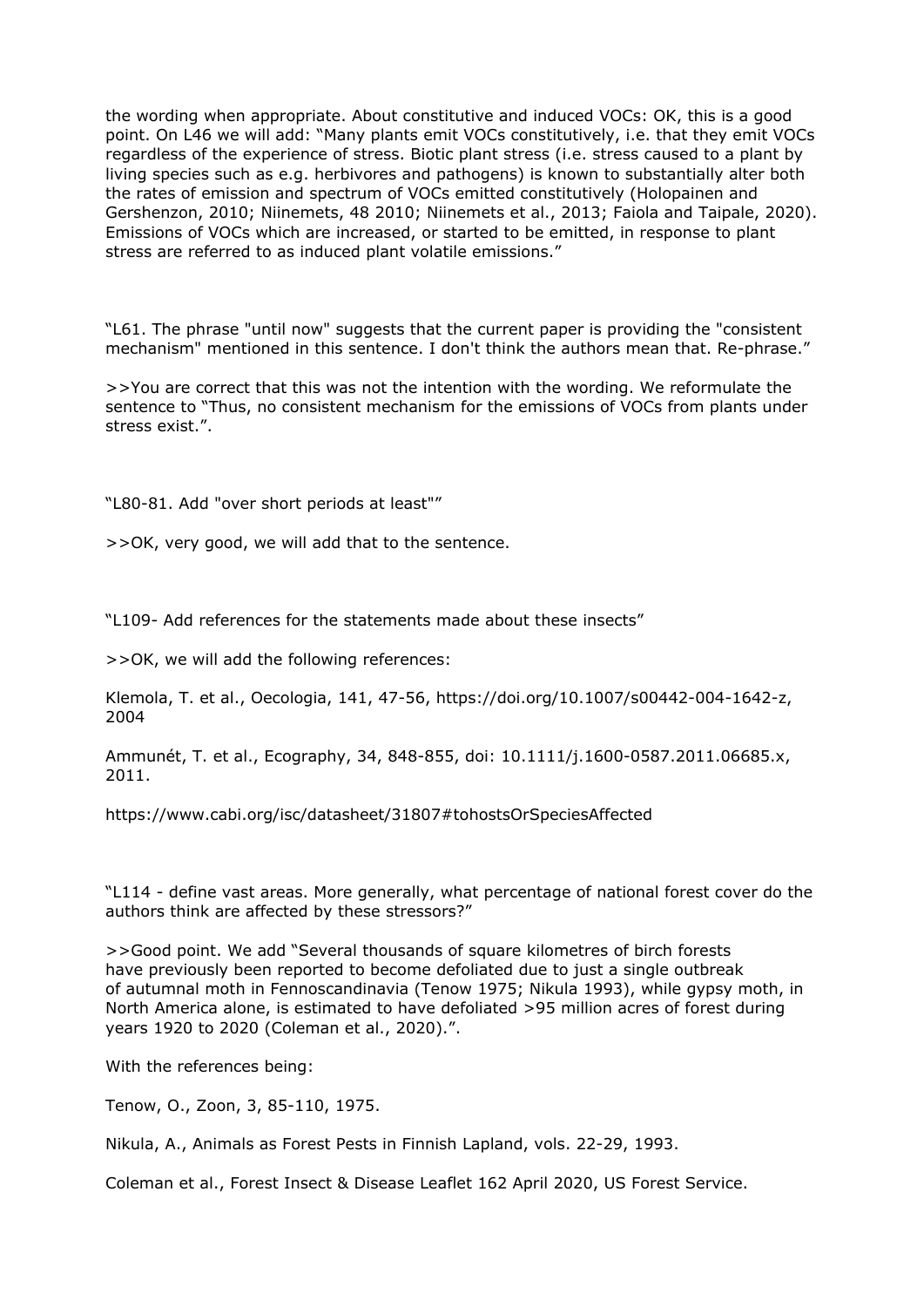the wording when appropriate. About constitutive and induced VOCs: OK, this is a good point. On L46 we will add: "Many plants emit VOCs constitutively, i.e. that they emit VOCs regardless of the experience of stress. Biotic plant stress (i.e. stress caused to a plant by living species such as e.g. herbivores and pathogens) is known to substantially alter both the rates of emission and spectrum of VOCs emitted constitutively (Holopainen and Gershenzon, 2010; Niinemets, 48 2010; Niinemets et al., 2013; Faiola and Taipale, 2020). Emissions of VOCs which are increased, or started to be emitted, in response to plant stress are referred to as induced plant volatile emissions."

"L61. The phrase "until now" suggests that the current paper is providing the "consistent mechanism" mentioned in this sentence. I don't think the authors mean that. Re-phrase."

>>You are correct that this was not the intention with the wording. We reformulate the sentence to "Thus, no consistent mechanism for the emissions of VOCs from plants under stress exist.".

"L80-81. Add "over short periods at least""

>>OK, very good, we will add that to the sentence.

"L109- Add references for the statements made about these insects"

>>OK, we will add the following references:

Klemola, T. et al., Oecologia, 141, 47-56, https://doi.org/10.1007/s00442-004-1642-z, 2004

Ammunét, T. et al., Ecography, 34, 848-855, doi: 10.1111/j.1600-0587.2011.06685.x, 2011.

https://www.cabi.org/isc/datasheet/31807#tohostsOrSpeciesAffected

"L114 - define vast areas. More generally, what percentage of national forest cover do the authors think are affected by these stressors?"

>>Good point. We add "Several thousands of square kilometres of birch forests have previously been reported to become defoliated due to just a single outbreak of autumnal moth in Fennoscandinavia (Tenow 1975; Nikula 1993), while gypsy moth, in North America alone, is estimated to have defoliated >95 million acres of forest during years 1920 to 2020 (Coleman et al., 2020).".

With the references being:

Tenow, O., Zoon, 3, 85-110, 1975.

Nikula, A., Animals as Forest Pests in Finnish Lapland, vols. 22-29, 1993.

Coleman et al., Forest Insect & Disease Leaflet 162 April 2020, US Forest Service.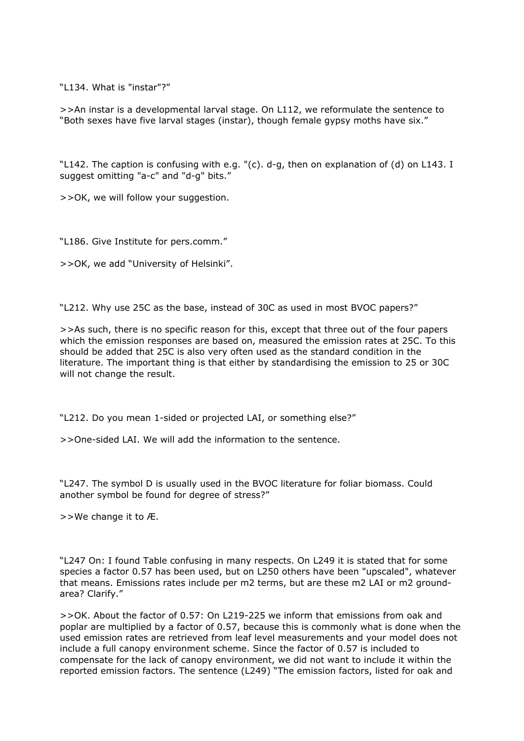“L134. What is "instar"?”

>>An instar is a developmental larval stage. On L112, we reformulate the sentence to “Both sexes have five larval stages (instar), though female gypsy moths have six.”

“L142. The caption is confusing with e.g. "(c). d-g, then on explanation of (d) on L143. I suggest omitting "a-c" and "d-g" bits.”

>>OK, we will follow your suggestion.

“L186. Give Institute for pers.comm.”

>>OK, we add “University of Helsinki”.

“L212. Why use 25C as the base, instead of 30C as used in most BVOC papers?”

>>As such, there is no specific reason for this, except that three out of the four papers which the emission responses are based on, measured the emission rates at 25C. To this should be added that 25C is also very often used as the standard condition in the literature. The important thing is that either by standardising the emission to 25 or 30C will not change the result.

“L212. Do you mean 1-sided or projected LAI, or something else?”

>>One-sided LAI. We will add the information to the sentence.

“L247. The symbol D is usually used in the BVOC literature for foliar biomass. Could another symbol be found for degree of stress?”

>>We change it to Æ.

“L247 On: I found Table confusing in many respects. On L249 it is stated that for some species a factor 0.57 has been used, but on L250 others have been "upscaled", whatever that means. Emissions rates include per m2 terms, but are these m2 LAI or m2 ground-area? Clarify.”

>>OK. About the factor of 0.57: On L219-225 we inform that emissions from oak and poplar are multiplied by a factor of 0.57, because this is commonly what is done when the used emission rates are retrieved from leaf level measurements and your model does not include a full canopy environment scheme. Since the factor of 0.57 is included to compensate for the lack of canopy environment, we did not want to include it within the reported emission factors. The sentence (L249) “The emission factors, listed for oak and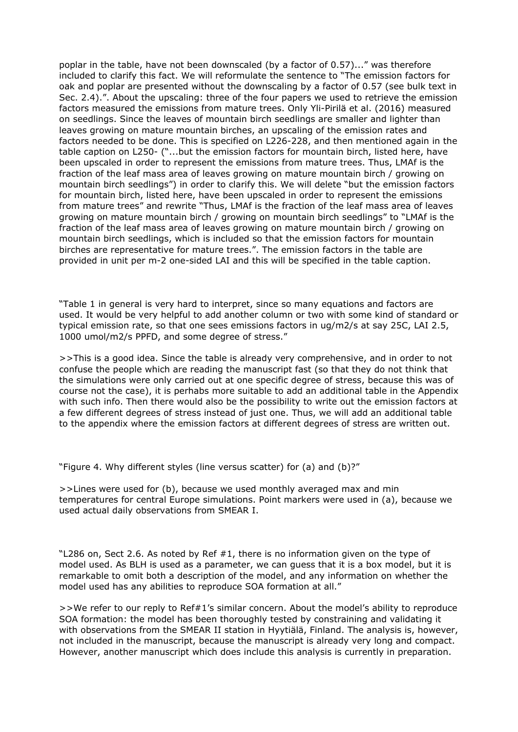poplar in the table, have not been downscaled (by a factor of 0.57)..." was therefore included to clarify this fact. We will reformulate the sentence to "The emission factors for oak and poplar are presented without the downscaling by a factor of 0.57 (see bulk text in Sec. 2.4).". About the upscaling: three of the four papers we used to retrieve the emission factors measured the emissions from mature trees. Only Yli-Pirilä et al. (2016) measured on seedlings. Since the leaves of mountain birch seedlings are smaller and lighter than leaves growing on mature mountain birches, an upscaling of the emission rates and factors needed to be done. This is specified on L226-228, and then mentioned again in the table caption on L250- ("...but the emission factors for mountain birch, listed here, have been upscaled in order to represent the emissions from mature trees. Thus, LMAf is the fraction of the leaf mass area of leaves growing on mature mountain birch / growing on mountain birch seedlings") in order to clarify this. We will delete "but the emission factors for mountain birch, listed here, have been upscaled in order to represent the emissions from mature trees" and rewrite "Thus, LMAf is the fraction of the leaf mass area of leaves growing on mature mountain birch / growing on mountain birch seedlings" to "LMAf is the fraction of the leaf mass area of leaves growing on mature mountain birch / growing on mountain birch seedlings, which is included so that the emission factors for mountain birches are representative for mature trees.". The emission factors in the table are provided in unit per m-2 one-sided LAI and this will be specified in the table caption.

"Table 1 in general is very hard to interpret, since so many equations and factors are used. It would be very helpful to add another column or two with some kind of standard or typical emission rate, so that one sees emissions factors in ug/m2/s at say 25C, LAI 2.5, 1000 umol/m2/s PPFD, and some degree of stress."

>>This is a good idea. Since the table is already very comprehensive, and in order to not confuse the people which are reading the manuscript fast (so that they do not think that the simulations were only carried out at one specific degree of stress, because this was of course not the case), it is perhabs more suitable to add an additional table in the Appendix with such info. Then there would also be the possibility to write out the emission factors at a few different degrees of stress instead of just one. Thus, we will add an additional table to the appendix where the emission factors at different degrees of stress are written out.

"Figure 4. Why different styles (line versus scatter) for (a) and (b)?"

>>Lines were used for (b), because we used monthly averaged max and min temperatures for central Europe simulations. Point markers were used in (a), because we used actual daily observations from SMEAR I.

"L286 on, Sect 2.6. As noted by Ref #1, there is no information given on the type of model used. As BLH is used as a parameter, we can guess that it is a box model, but it is remarkable to omit both a description of the model, and any information on whether the model used has any abilities to reproduce SOA formation at all."

>>We refer to our reply to Ref#1's similar concern. About the model's ability to reproduce SOA formation: the model has been thoroughly tested by constraining and validating it with observations from the SMEAR II station in Hyytiälä, Finland. The analysis is, however, not included in the manuscript, because the manuscript is already very long and compact. However, another manuscript which does include this analysis is currently in preparation.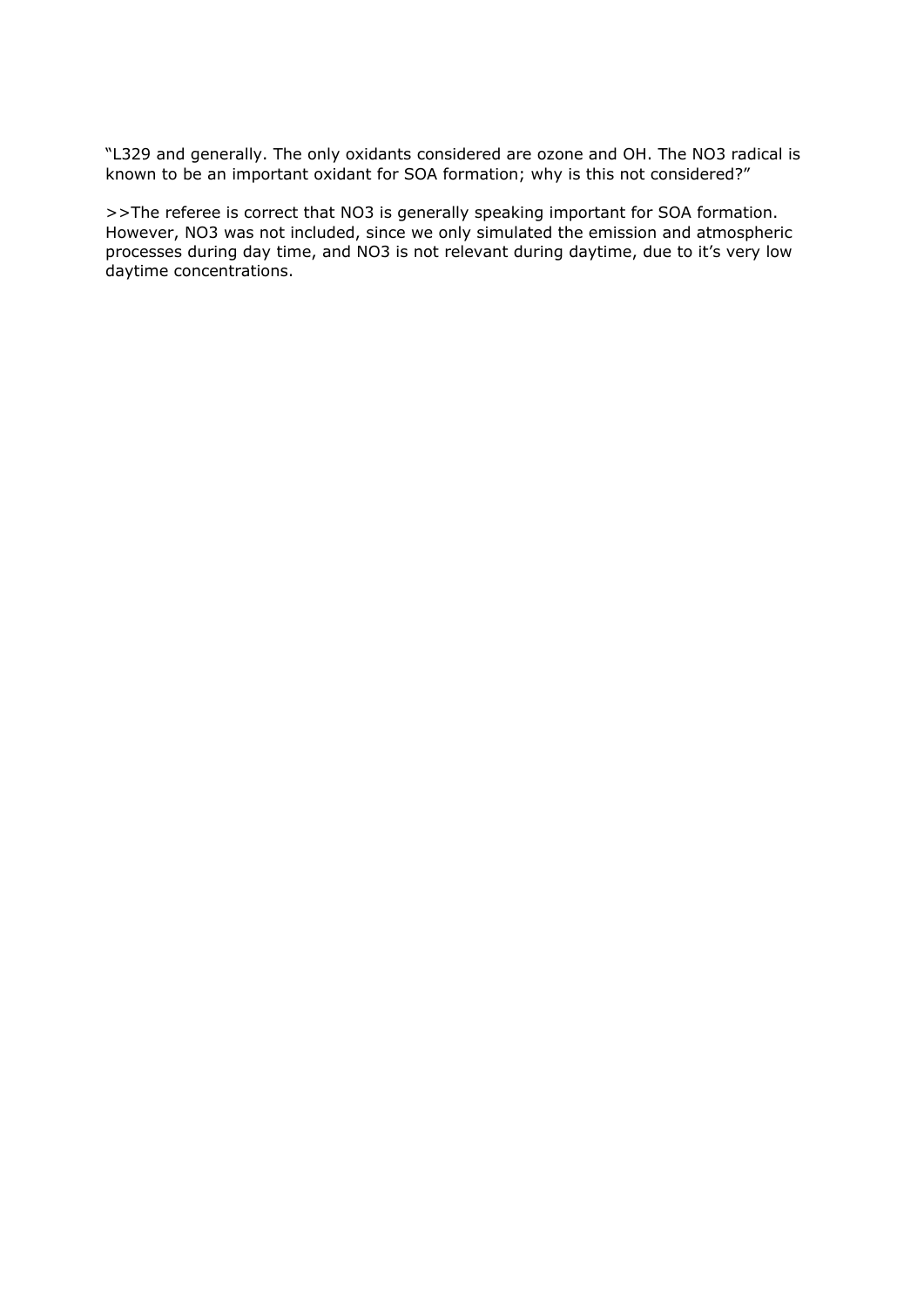"L329 and generally. The only oxidants considered are ozone and OH. The NO3 radical is known to be an important oxidant for SOA formation; why is this not considered?"

>>The referee is correct that NO3 is generally speaking important for SOA formation. However, NO3 was not included, since we only simulated the emission and atmospheric processes during day time, and NO3 is not relevant during daytime, due to it's very low daytime concentrations.